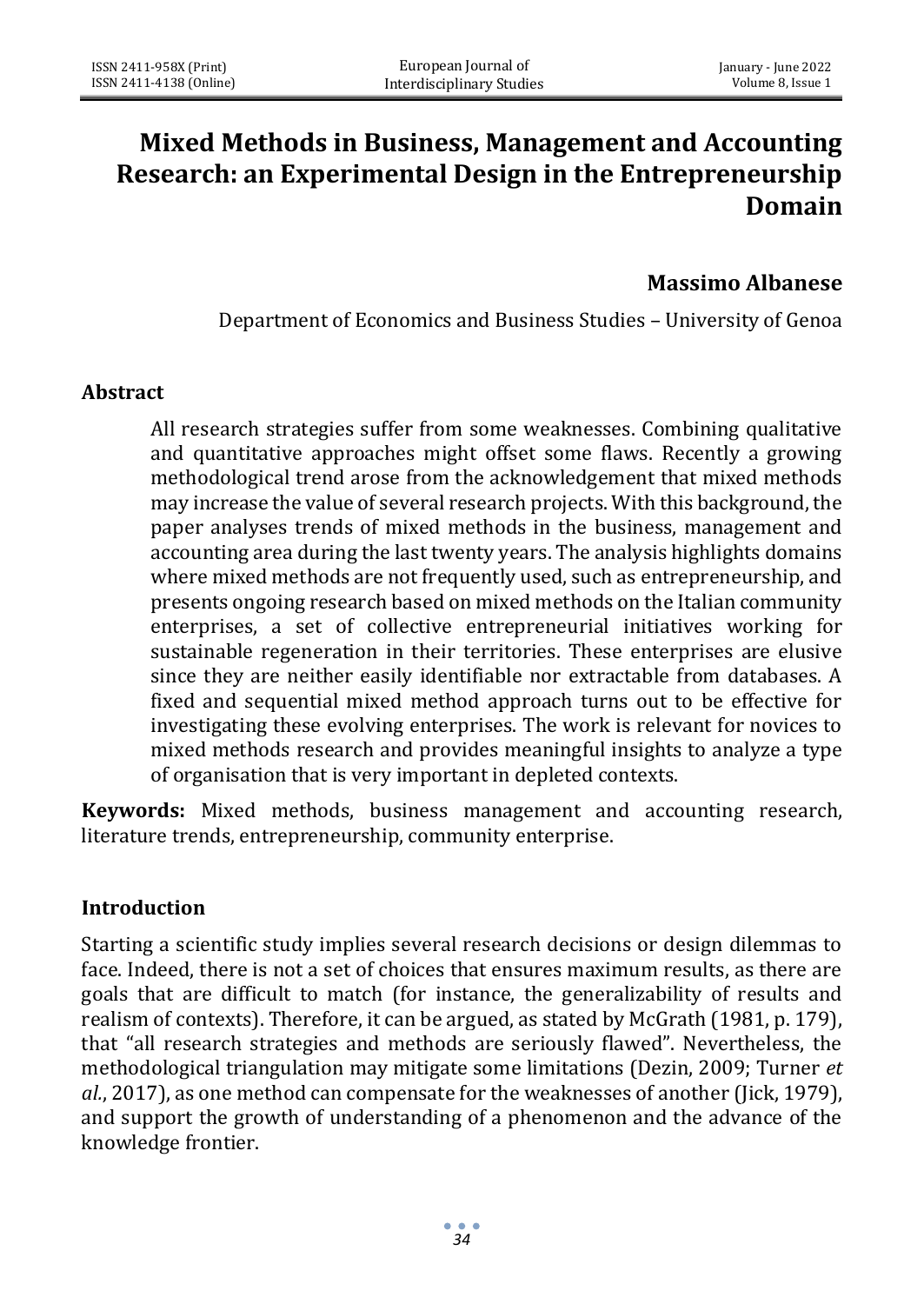# Mixed Methods in Business, Management and Accounting Research: an Experimental Design in the Entrepreneurship Domain

**Massimo Albanese**

Department of Economics and Business Studies – University of Genoa

## Abstract

All research strategies suffer from some weaknesses. Combining qualitative and quantitative approaches might offset some flaws. Recently a growing methodological trend arose from the acknowledgement that mixed methods may increase the value of several research projects. With this background, the paper analyses trends of mixed methods in the business, management and accounting area during the last twenty years. The analysis highlights domains where mixed methods are not frequently used, such as entrepreneurship, and presents ongoing research based on mixed methods on the Italian community enterprises, a set of collective entrepreneurial initiatives working for sustainable regeneration in their territories. These enterprises are elusive since they are neither easily identifiable nor extractable from databases. A fixed and sequential mixed method approach turns out to be effective for investigating these evolving enterprises. The work is relevant for novices to mixed methods research and provides meaningful insights to analyze a type of organisation that is very important in depleted contexts.

**Keywords:** Mixed methods, business management and accounting research, literature trends, entrepreneurship, community enterprise.

## Introduction

Starting a scientific study implies several research decisions or design dilemmas to face. Indeed, there is not a set of choices that ensures maximum results, as there are goals that are difficult to match (for instance, the generalizability of results and realism of contexts). Therefore, it can be argued, as stated by McGrath (1981, p. 179), that "all research strategies and methods are seriously flawed". Nevertheless, the methodological triangulation may mitigate some limitations (Dezin, 2009; Turner *et al.*, 2017), as one method can compensate for the weaknesses of another (Jick, 1979), and support the growth of understanding of a phenomenon and the advance of the knowledge frontier.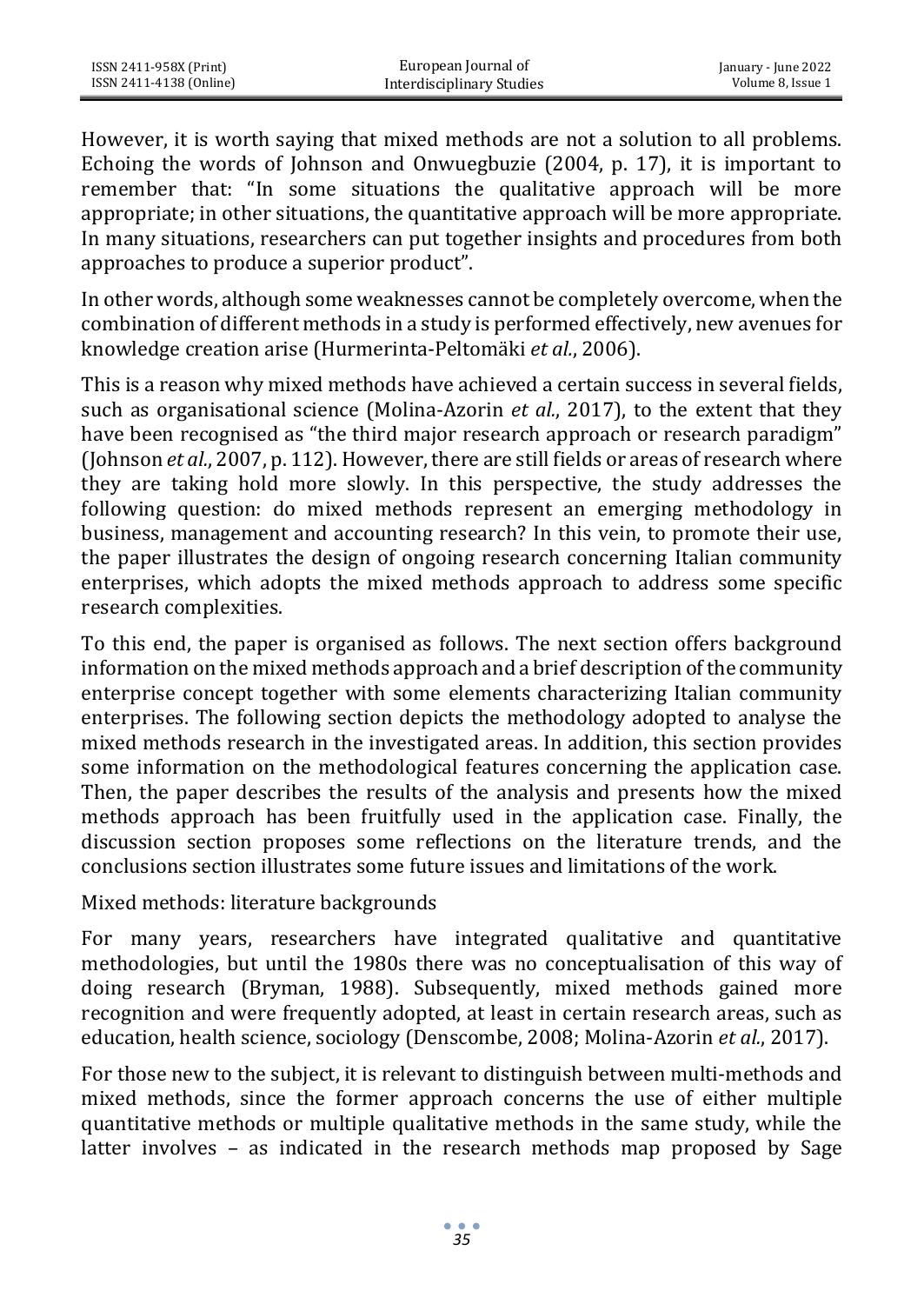However, it is worth saying that mixed methods are not a solution to all problems. Echoing the words of Johnson and Onwuegbuzie (2004, p. 17), it is important to remember that: "In some situations the qualitative approach will be more appropriate; in other situations, the quantitative approach will be more appropriate. In many situations, researchers can put together insights and procedures from both approaches to produce a superior product".

In other words, although some weaknesses cannot be completely overcome, when the combination of different methods in a study is performed effectively, new avenues for knowledge creation arise (Hurmerinta-Peltomäki *et al.*, 2006).

This is a reason why mixed methods have achieved a certain success in several fields, such as organisational science (Molina-Azorin *et al.*, 2017), to the extent that they have been recognised as "the third major research approach or research paradigm" (Johnson *et al.*, 2007, p. 112). However, there are still fields or areas of research where they are taking hold more slowly. In this perspective, the study addresses the following question: do mixed methods represent an emerging methodology in business, management and accounting research? In this vein, to promote their use, the paper illustrates the design of ongoing research concerning Italian community enterprises, which adopts the mixed methods approach to address some specific research complexities.

To this end, the paper is organised as follows. The next section offers background information on the mixed methods approach and a brief description of the community enterprise concept together with some elements characterizing Italian community enterprises. The following section depicts the methodology adopted to analyse the mixed methods research in the investigated areas. In addition, this section provides some information on the methodological features concerning the application case. Then, the paper describes the results of the analysis and presents how the mixed methods approach has been fruitfully used in the application case. Finally, the discussion section proposes some reflections on the literature trends, and the conclusions section illustrates some future issues and limitations of the work.

## Mixed methods: literature backgrounds

For many years, researchers have integrated qualitative and quantitative methodologies, but until the 1980s there was no conceptualisation of this way of doing research (Bryman, 1988). Subsequently, mixed methods gained more recognition and were frequently adopted, at least in certain research areas, such as education, health science, sociology (Denscombe, 2008; Molina-Azorin *et al.*, 2017).

For those new to the subject, it is relevant to distinguish between multi-methods and mixed methods, since the former approach concerns the use of either multiple quantitative methods or multiple qualitative methods in the same study, while the latter involves – as indicated in the research methods map proposed by Sage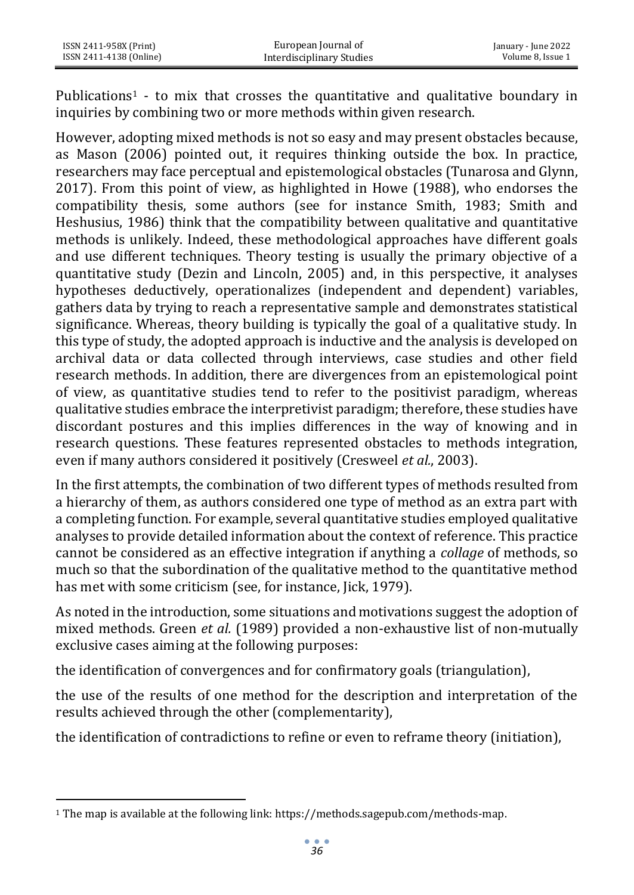Publications[1] - to mix that crosses the quantitative and qualitative boundary in inquiries by combining two or more methods within given research.

However, adopting mixed methods is not so easy and may present obstacles because, as Mason (2006) pointed out, it requires thinking outside the box. In practice, researchers may face perceptual and epistemological obstacles (Tunarosa and Glynn, 2017). From this point of view, as highlighted in Howe (1988), who endorses the compatibility thesis, some authors (see for instance Smith, 1983; Smith and Heshusius, 1986) think that the compatibility between qualitative and quantitative methods is unlikely. Indeed, these methodological approaches have different goals and use different techniques. Theory testing is usually the primary objective of a quantitative study (Dezin and Lincoln, 2005) and, in this perspective, it analyses hypotheses deductively, operationalizes (independent and dependent) variables, gathers data by trying to reach a representative sample and demonstrates statistical significance. Whereas, theory building is typically the goal of a qualitative study. In this type of study, the adopted approach is inductive and the analysis is developed on archival data or data collected through interviews, case studies and other field research methods. In addition, there are divergences from an epistemological point of view, as quantitative studies tend to refer to the positivist paradigm, whereas qualitative studies embrace the interpretivist paradigm; therefore, these studies have discordant postures and this implies differences in the way of knowing and in research questions. These features represented obstacles to methods integration, even if many authors considered it positively (Cresweel *et al*., 2003).

In the first attempts, the combination of two different types of methods resulted from a hierarchy of them, as authors considered one type of method as an extra part with a completing function. For example, several quantitative studies employed qualitative analyses to provide detailed information about the context of reference. This practice cannot be considered as an effective integration if anything a *collage* of methods, so much so that the subordination of the qualitative method to the quantitative method has met with some criticism (see, for instance, Jick, 1979).

As noted in the introduction, some situations and motivations suggest the adoption of mixed methods. Green *et al.* (1989) provided a non-exhaustive list of non-mutually exclusive cases aiming at the following purposes:

the identification of convergences and for confirmatory goals (triangulation),

the use of the results of one method for the description and interpretation of the results achieved through the other (complementarity),

the identification of contradictions to refine or even to reframe theory (initiation),

[1] The map is available at the following link: https://methods.sagepub.com/methods-map.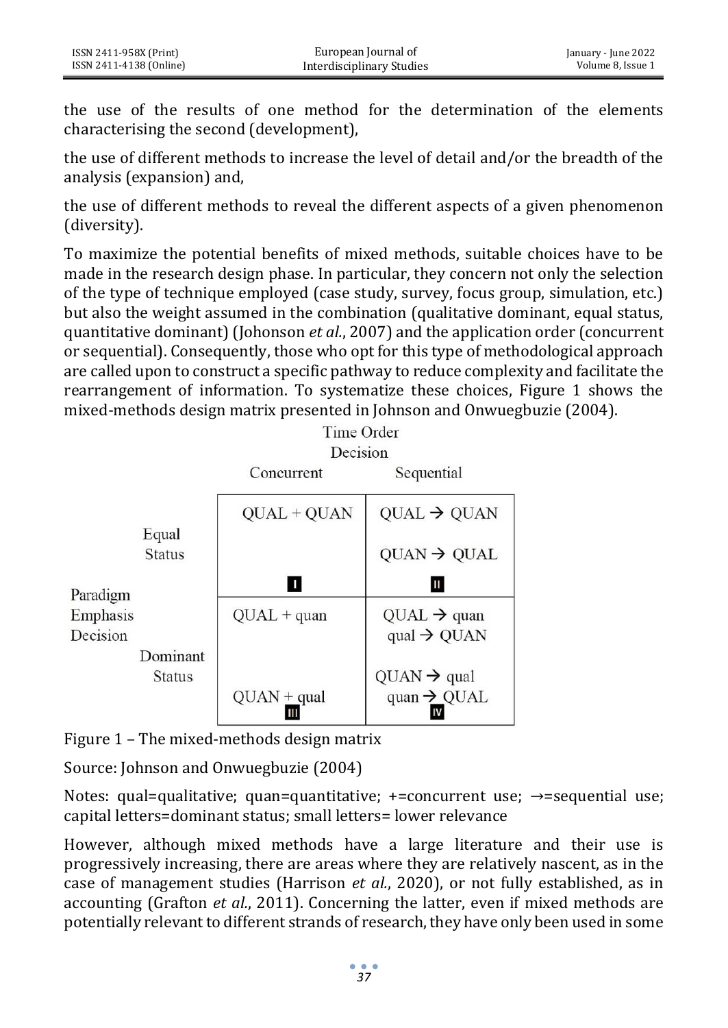the use of the results of one method for the determination of the elements characterising the second (development),

the use of different methods to increase the level of detail and/or the breadth of the analysis (expansion) and,

the use of different methods to reveal the different aspects of a given phenomenon (diversity).

To maximize the potential benefits of mixed methods, suitable choices have to be made in the research design phase. In particular, they concern not only the selection of the type of technique employed (case study, survey, focus group, simulation, etc.) but also the weight assumed in the combination (qualitative dominant, equal status, quantitative dominant) (Johonson *et al.*, 2007) and the application order (concurrent or sequential). Consequently, those who opt for this type of methodological approach are called upon to construct a specific pathway to reduce complexity and facilitate the rearrangement of information. To systematize these choices, Figure 1 shows the mixed-methods design matrix presented in Johnson and Onwuegbuzie (2004).

| Paradigm Emphasis Decision | Time Order Decision: Concurrent | Time Order Decision: Sequential |
|---|---|---|
| Equal Status | QUAL + QUAN (I) | QUAL → QUAN<br>QUAN → QUAL (II) |
| Dominant Status | QUAL + quan<br>QUAN + qual (III) | QUAL → quan<br>qual → QUAN<br>QUAN → qual<br>quan → QUAL (IV) |

Figure 1 – The mixed-methods design matrix

Source: Johnson and Onwuegbuzie (2004)

Notes: qual=qualitative; quan=quantitative; +=concurrent use; →=sequential use; capital letters=dominant status; small letters= lower relevance

However, although mixed methods have a large literature and their use is progressively increasing, there are areas where they are relatively nascent, as in the case of management studies (Harrison *et al.*, 2020), or not fully established, as in accounting (Grafton *et al.*, 2011). Concerning the latter, even if mixed methods are potentially relevant to different strands of research, they have only been used in some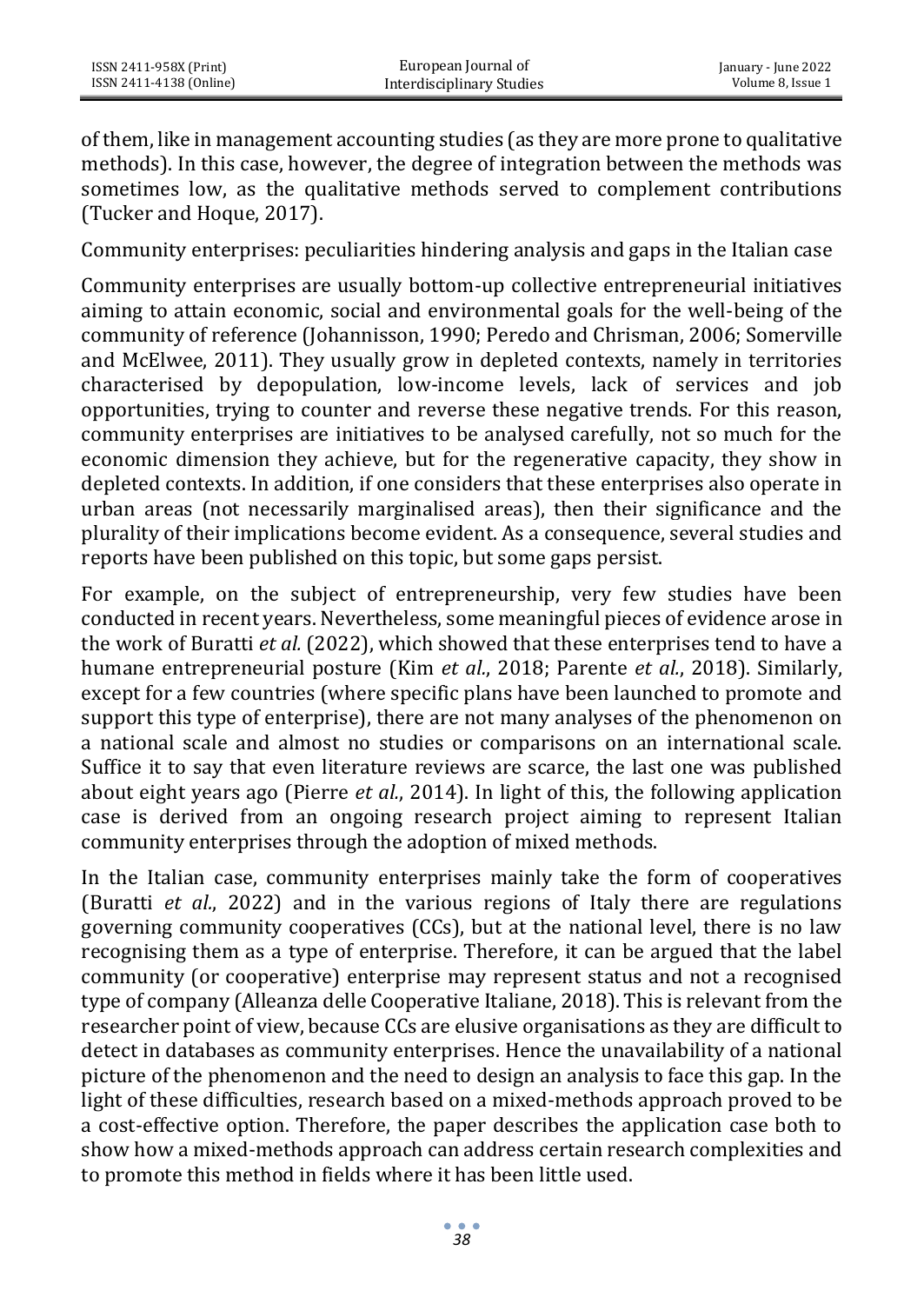of them, like in management accounting studies (as they are more prone to qualitative methods). In this case, however, the degree of integration between the methods was sometimes low, as the qualitative methods served to complement contributions (Tucker and Hoque, 2017).

## Community enterprises: peculiarities hindering analysis and gaps in the Italian case

Community enterprises are usually bottom-up collective entrepreneurial initiatives aiming to attain economic, social and environmental goals for the well-being of the community of reference (Johannisson, 1990; Peredo and Chrisman, 2006; Somerville and McElwee, 2011). They usually grow in depleted contexts, namely in territories characterised by depopulation, low-income levels, lack of services and job opportunities, trying to counter and reverse these negative trends. For this reason, community enterprises are initiatives to be analysed carefully, not so much for the economic dimension they achieve, but for the regenerative capacity, they show in depleted contexts. In addition, if one considers that these enterprises also operate in urban areas (not necessarily marginalised areas), then their significance and the plurality of their implications become evident. As a consequence, several studies and reports have been published on this topic, but some gaps persist.

For example, on the subject of entrepreneurship, very few studies have been conducted in recent years. Nevertheless, some meaningful pieces of evidence arose in the work of Buratti *et al.* (2022), which showed that these enterprises tend to have a humane entrepreneurial posture (Kim *et al.*, 2018; Parente *et al.*, 2018). Similarly, except for a few countries (where specific plans have been launched to promote and support this type of enterprise), there are not many analyses of the phenomenon on a national scale and almost no studies or comparisons on an international scale. Suffice it to say that even literature reviews are scarce, the last one was published about eight years ago (Pierre *et al.*, 2014). In light of this, the following application case is derived from an ongoing research project aiming to represent Italian community enterprises through the adoption of mixed methods.

In the Italian case, community enterprises mainly take the form of cooperatives (Buratti *et al.*, 2022) and in the various regions of Italy there are regulations governing community cooperatives (CCs), but at the national level, there is no law recognising them as a type of enterprise. Therefore, it can be argued that the label community (or cooperative) enterprise may represent status and not a recognised type of company (Alleanza delle Cooperative Italiane, 2018). This is relevant from the researcher point of view, because CCs are elusive organisations as they are difficult to detect in databases as community enterprises. Hence the unavailability of a national picture of the phenomenon and the need to design an analysis to face this gap. In the light of these difficulties, research based on a mixed-methods approach proved to be a cost-effective option. Therefore, the paper describes the application case both to show how a mixed-methods approach can address certain research complexities and to promote this method in fields where it has been little used.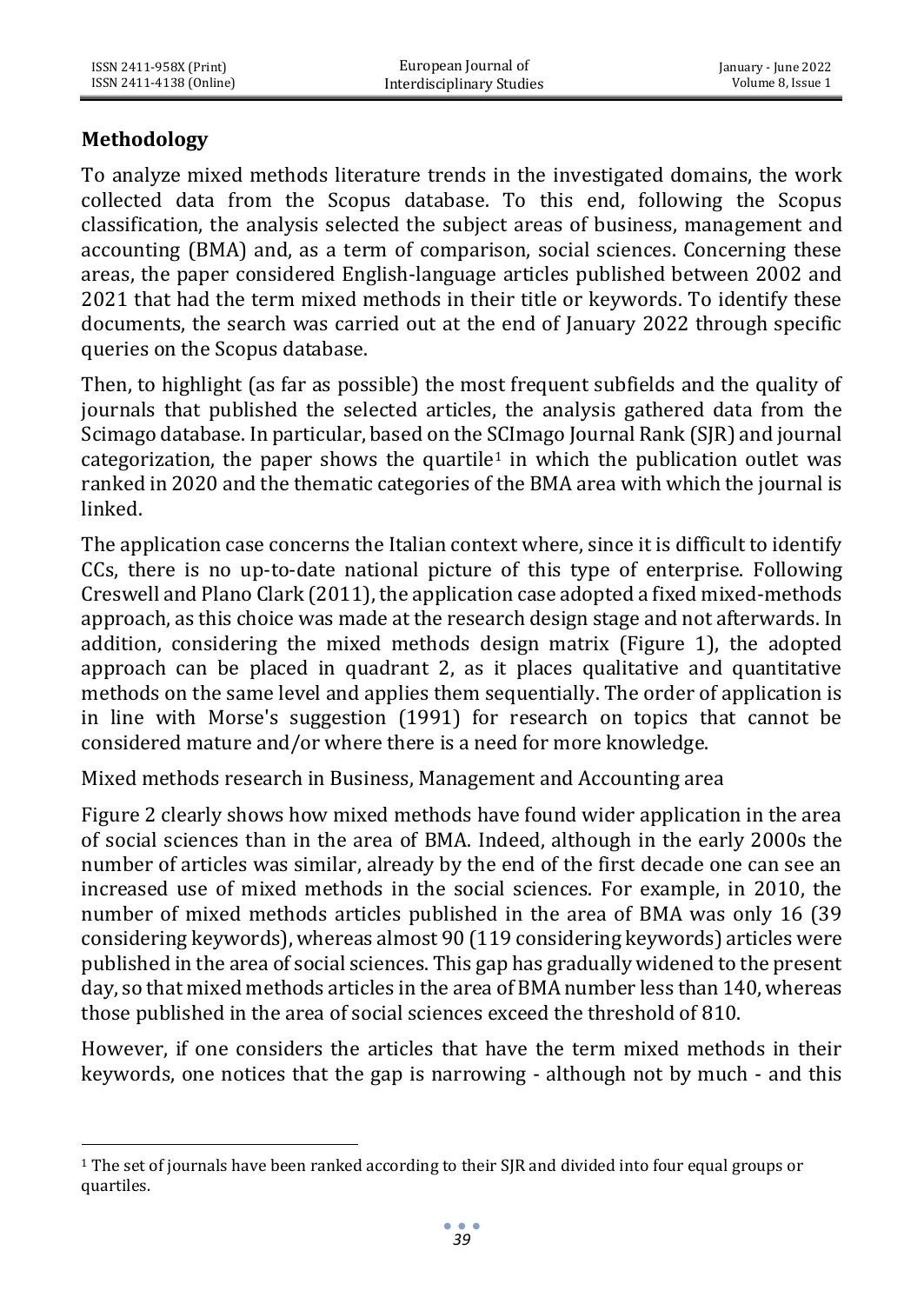## Methodology

To analyze mixed methods literature trends in the investigated domains, the work collected data from the Scopus database. To this end, following the Scopus classification, the analysis selected the subject areas of business, management and accounting (BMA) and, as a term of comparison, social sciences. Concerning these areas, the paper considered English-language articles published between 2002 and 2021 that had the term mixed methods in their title or keywords. To identify these documents, the search was carried out at the end of January 2022 through specific queries on the Scopus database.

Then, to highlight (as far as possible) the most frequent subfields and the quality of journals that published the selected articles, the analysis gathered data from the Scimago database. In particular, based on the SCImago Journal Rank (SJR) and journal categorization, the paper shows the quartile[1] in which the publication outlet was ranked in 2020 and the thematic categories of the BMA area with which the journal is linked.

The application case concerns the Italian context where, since it is difficult to identify CCs, there is no up-to-date national picture of this type of enterprise. Following Creswell and Plano Clark (2011), the application case adopted a fixed mixed-methods approach, as this choice was made at the research design stage and not afterwards. In addition, considering the mixed methods design matrix (Figure 1), the adopted approach can be placed in quadrant 2, as it places qualitative and quantitative methods on the same level and applies them sequentially. The order of application is in line with Morse's suggestion (1991) for research on topics that cannot be considered mature and/or where there is a need for more knowledge.

Mixed methods research in Business, Management and Accounting area

Figure 2 clearly shows how mixed methods have found wider application in the area of social sciences than in the area of BMA. Indeed, although in the early 2000s the number of articles was similar, already by the end of the first decade one can see an increased use of mixed methods in the social sciences. For example, in 2010, the number of mixed methods articles published in the area of BMA was only 16 (39 considering keywords), whereas almost 90 (119 considering keywords) articles were published in the area of social sciences. This gap has gradually widened to the present day, so that mixed methods articles in the area of BMA number less than 140, whereas those published in the area of social sciences exceed the threshold of 810.

However, if one considers the articles that have the term mixed methods in their keywords, one notices that the gap is narrowing - although not by much - and this

[1] The set of journals have been ranked according to their SJR and divided into four equal groups or quartiles.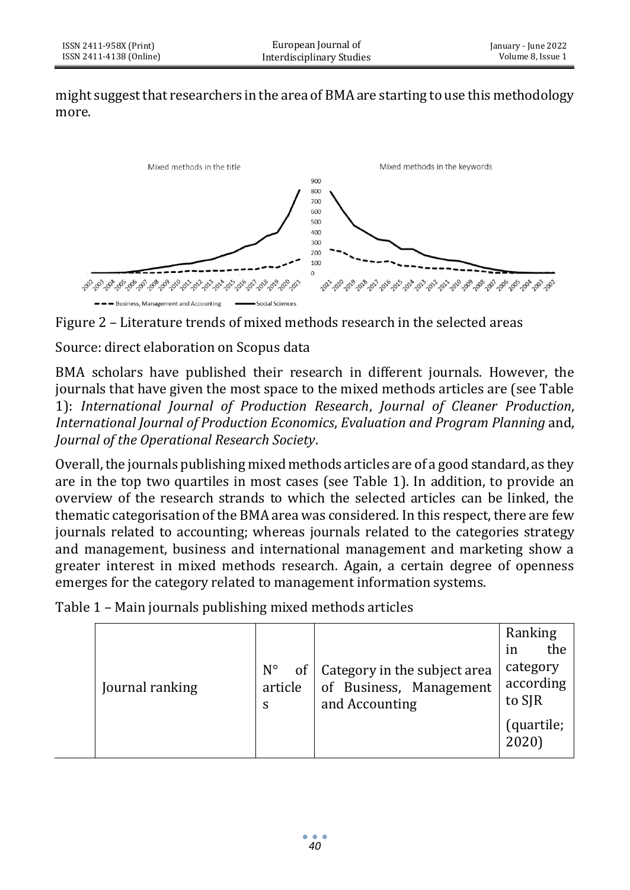might suggest that researchers in the area of BMA are starting to use this methodology more.

Figure 2 – Literature trends of mixed methods research in the selected areas

Source: direct elaboration on Scopus data

BMA scholars have published their research in different journals. However, the journals that have given the most space to the mixed methods articles are (see Table 1): *International Journal of Production Research*, *Journal of Cleaner Production*, *International Journal of Production Economics*, *Evaluation and Program Planning* and, *Journal of the Operational Research Society*.

Overall, the journals publishing mixed methods articles are of a good standard, as they are in the top two quartiles in most cases (see Table 1). In addition, to provide an overview of the research strands to which the selected articles can be linked, the thematic categorisation of the BMA area was considered. In this respect, there are few journals related to accounting; whereas journals related to the categories strategy and management, business and international management and marketing show a greater interest in mixed methods research. Again, a certain degree of openness emerges for the category related to management information systems.

Table 1 – Main journals publishing mixed methods articles

| | Journal ranking | N° of articles | Category in the subject area of Business, Management and Accounting | Ranking in the category according to SJR (quartile; 2020) |
|---|---|---|---|---|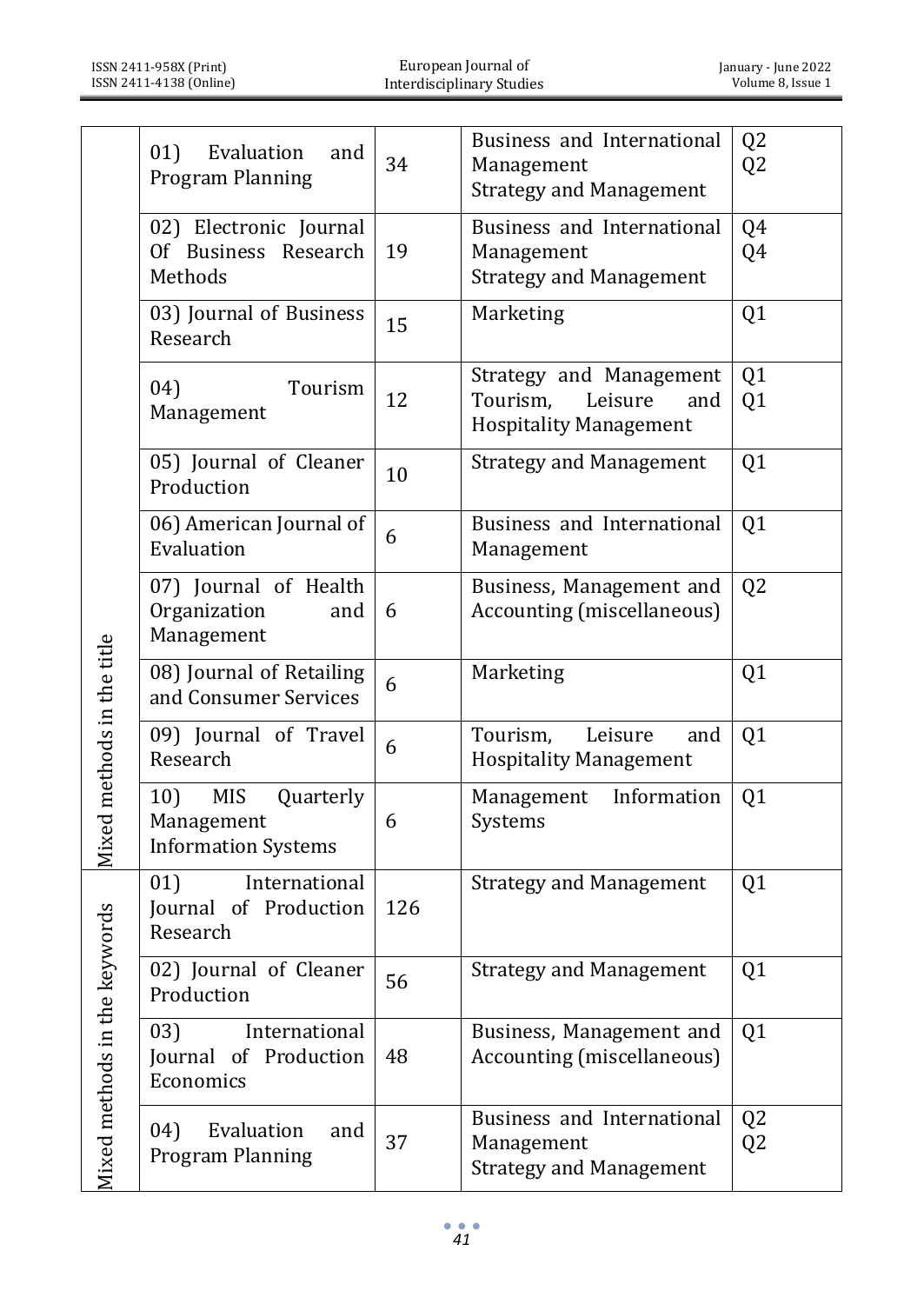| | | | | |
|---|---|---|---|---|
| Mixed methods in the title | 01) Evaluation and Program Planning | 34 | Business and International Management<br>Strategy and Management | Q2<br>Q2 |
| | 02) Electronic Journal Of Business Research Methods | 19 | Business and International Management<br>Strategy and Management | Q4<br>Q4 |
| | 03) Journal of Business Research | 15 | Marketing | Q1 |
| | 04) Tourism Management | 12 | Strategy and Management<br>Tourism, Leisure and Hospitality Management | Q1<br>Q1 |
| | 05) Journal of Cleaner Production | 10 | Strategy and Management | Q1 |
| | 06) American Journal of Evaluation | 6 | Business and International Management | Q1 |
| | 07) Journal of Health Organization and Management | 6 | Business, Management and Accounting (miscellaneous) | Q2 |
| | 08) Journal of Retailing and Consumer Services | 6 | Marketing | Q1 |
| | 09) Journal of Travel Research | 6 | Tourism, Leisure and Hospitality Management | Q1 |
| | 10) MIS Quarterly Management Information Systems | 6 | Management Information Systems | Q1 |
| Mixed methods in the keywords | 01) International Journal of Production Research | 126 | Strategy and Management | Q1 |
| | 02) Journal of Cleaner Production | 56 | Strategy and Management | Q1 |
| | 03) International Journal of Production Economics | 48 | Business, Management and Accounting (miscellaneous) | Q1 |
| | 04) Evaluation and Program Planning | 37 | Business and International Management<br>Strategy and Management | Q2<br>Q2 |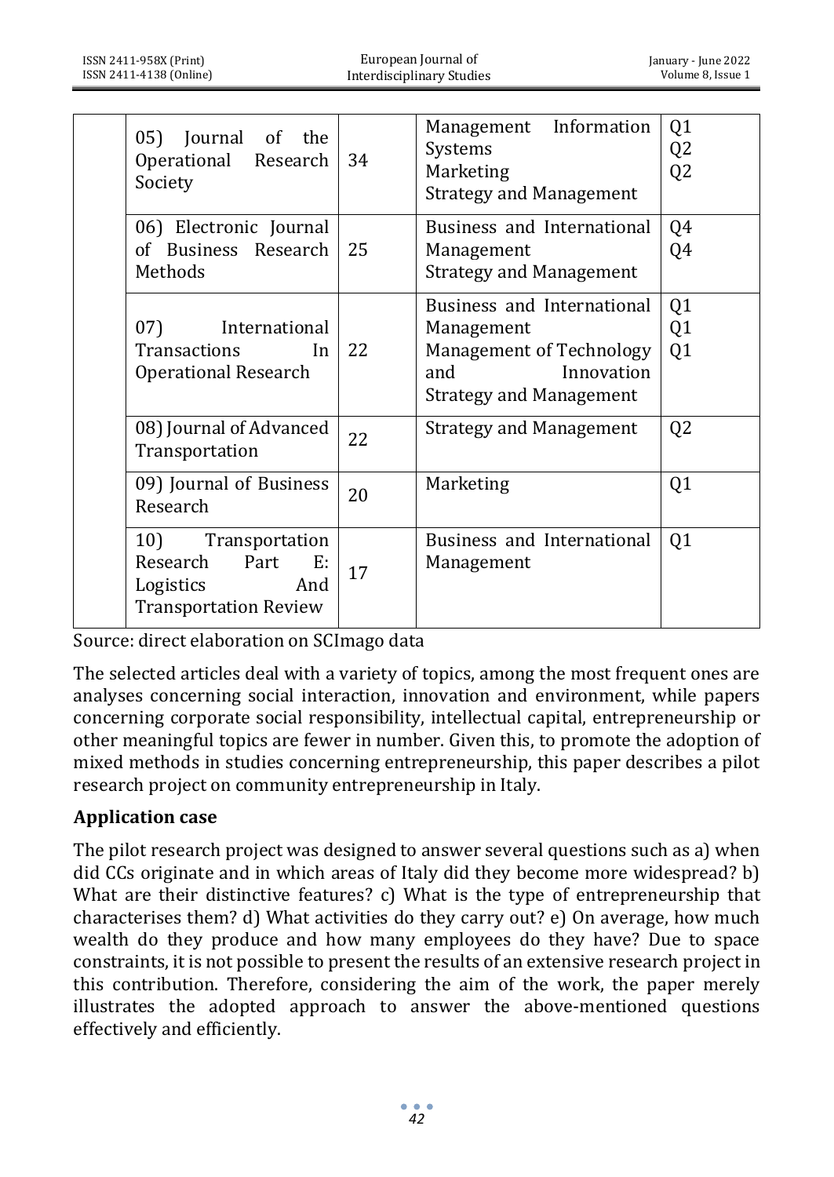| | | | | |
|---|---|---|---|---|
| | 05) Journal of the Operational Research Society | 34 | Management Information Systems<br>Marketing<br>Strategy and Management | Q1<br>Q2<br>Q2 |
| | 06) Electronic Journal of Business Research Methods | 25 | Business and International Management<br>Strategy and Management | Q4<br>Q4 |
| | 07) International Transactions In Operational Research | 22 | Business and International Management<br>Management of Technology and Innovation<br>Strategy and Management | Q1<br>Q1<br>Q1 |
| | 08) Journal of Advanced Transportation | 22 | Strategy and Management | Q2 |
| | 09) Journal of Business Research | 20 | Marketing | Q1 |
| | 10) Transportation Research Part E: Logistics And Transportation Review | 17 | Business and International Management | Q1 |

Source: direct elaboration on SCImago data

The selected articles deal with a variety of topics, among the most frequent ones are analyses concerning social interaction, innovation and environment, while papers concerning corporate social responsibility, intellectual capital, entrepreneurship or other meaningful topics are fewer in number. Given this, to promote the adoption of mixed methods in studies concerning entrepreneurship, this paper describes a pilot research project on community entrepreneurship in Italy.

## Application case

The pilot research project was designed to answer several questions such as a) when did CCs originate and in which areas of Italy did they become more widespread? b) What are their distinctive features? c) What is the type of entrepreneurship that characterises them? d) What activities do they carry out? e) On average, how much wealth do they produce and how many employees do they have? Due to space constraints, it is not possible to present the results of an extensive research project in this contribution. Therefore, considering the aim of the work, the paper merely illustrates the adopted approach to answer the above-mentioned questions effectively and efficiently.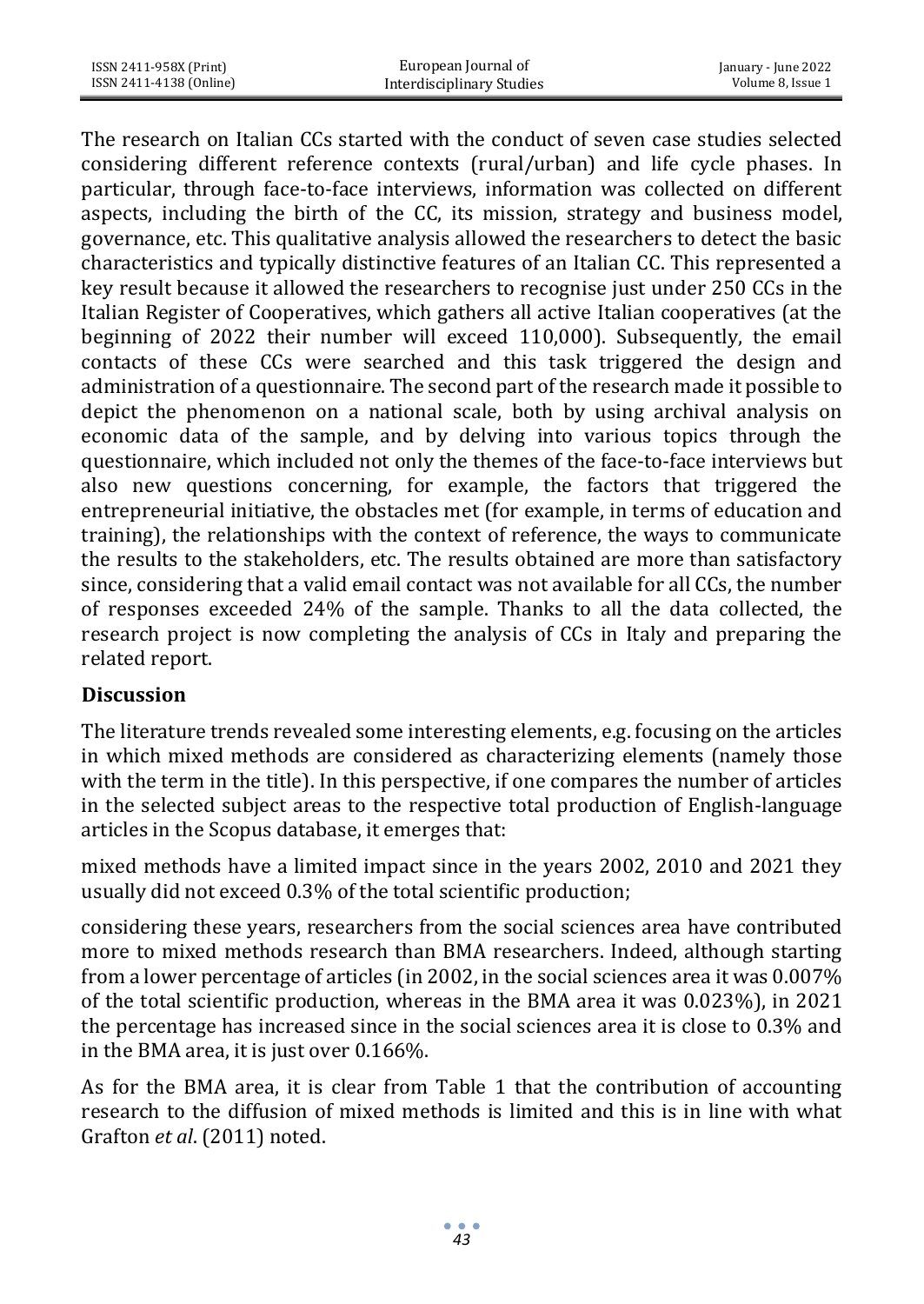The research on Italian CCs started with the conduct of seven case studies selected considering different reference contexts (rural/urban) and life cycle phases. In particular, through face-to-face interviews, information was collected on different aspects, including the birth of the CC, its mission, strategy and business model, governance, etc. This qualitative analysis allowed the researchers to detect the basic characteristics and typically distinctive features of an Italian CC. This represented a key result because it allowed the researchers to recognise just under 250 CCs in the Italian Register of Cooperatives, which gathers all active Italian cooperatives (at the beginning of 2022 their number will exceed 110,000). Subsequently, the email contacts of these CCs were searched and this task triggered the design and administration of a questionnaire. The second part of the research made it possible to depict the phenomenon on a national scale, both by using archival analysis on economic data of the sample, and by delving into various topics through the questionnaire, which included not only the themes of the face-to-face interviews but also new questions concerning, for example, the factors that triggered the entrepreneurial initiative, the obstacles met (for example, in terms of education and training), the relationships with the context of reference, the ways to communicate the results to the stakeholders, etc. The results obtained are more than satisfactory since, considering that a valid email contact was not available for all CCs, the number of responses exceeded 24% of the sample. Thanks to all the data collected, the research project is now completing the analysis of CCs in Italy and preparing the related report.

## Discussion

The literature trends revealed some interesting elements, e.g. focusing on the articles in which mixed methods are considered as characterizing elements (namely those with the term in the title). In this perspective, if one compares the number of articles in the selected subject areas to the respective total production of English-language articles in the Scopus database, it emerges that:

mixed methods have a limited impact since in the years 2002, 2010 and 2021 they usually did not exceed 0.3% of the total scientific production;

considering these years, researchers from the social sciences area have contributed more to mixed methods research than BMA researchers. Indeed, although starting from a lower percentage of articles (in 2002, in the social sciences area it was 0.007% of the total scientific production, whereas in the BMA area it was 0.023%), in 2021 the percentage has increased since in the social sciences area it is close to 0.3% and in the BMA area, it is just over 0.166%.

As for the BMA area, it is clear from Table 1 that the contribution of accounting research to the diffusion of mixed methods is limited and this is in line with what Grafton *et al*. (2011) noted.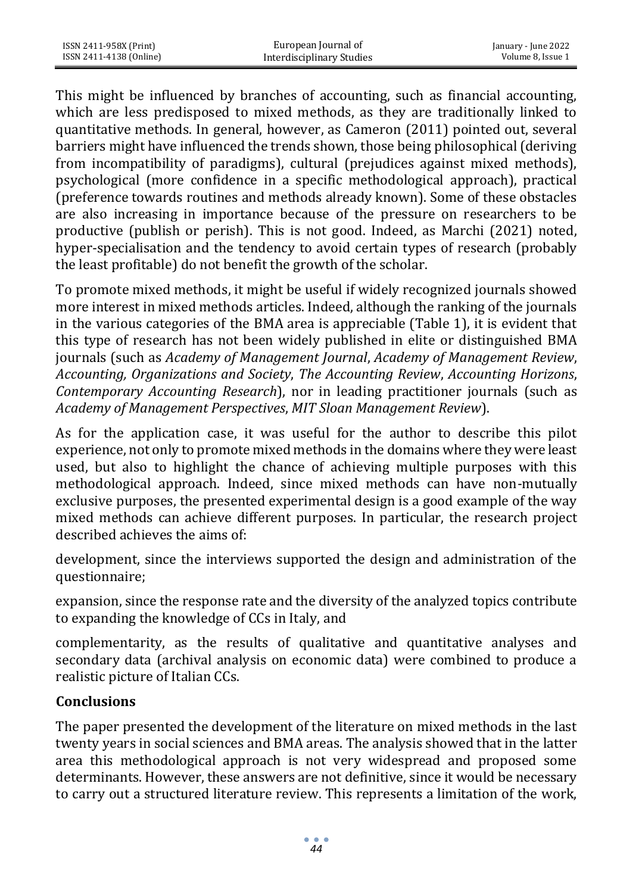This might be influenced by branches of accounting, such as financial accounting, which are less predisposed to mixed methods, as they are traditionally linked to quantitative methods. In general, however, as Cameron (2011) pointed out, several barriers might have influenced the trends shown, those being philosophical (deriving from incompatibility of paradigms), cultural (prejudices against mixed methods), psychological (more confidence in a specific methodological approach), practical (preference towards routines and methods already known). Some of these obstacles are also increasing in importance because of the pressure on researchers to be productive (publish or perish). This is not good. Indeed, as Marchi (2021) noted, hyper-specialisation and the tendency to avoid certain types of research (probably the least profitable) do not benefit the growth of the scholar.

To promote mixed methods, it might be useful if widely recognized journals showed more interest in mixed methods articles. Indeed, although the ranking of the journals in the various categories of the BMA area is appreciable (Table 1), it is evident that this type of research has not been widely published in elite or distinguished BMA journals (such as *Academy of Management Journal*, *Academy of Management Review*, *Accounting, Organizations and Society*, *The Accounting Review*, *Accounting Horizons*, *Contemporary Accounting Research*), nor in leading practitioner journals (such as *Academy of Management Perspectives*, *MIT Sloan Management Review*).

As for the application case, it was useful for the author to describe this pilot experience, not only to promote mixed methods in the domains where they were least used, but also to highlight the chance of achieving multiple purposes with this methodological approach. Indeed, since mixed methods can have non-mutually exclusive purposes, the presented experimental design is a good example of the way mixed methods can achieve different purposes. In particular, the research project described achieves the aims of:

development, since the interviews supported the design and administration of the questionnaire;

expansion, since the response rate and the diversity of the analyzed topics contribute to expanding the knowledge of CCs in Italy, and

complementarity, as the results of qualitative and quantitative analyses and secondary data (archival analysis on economic data) were combined to produce a realistic picture of Italian CCs.

## Conclusions

The paper presented the development of the literature on mixed methods in the last twenty years in social sciences and BMA areas. The analysis showed that in the latter area this methodological approach is not very widespread and proposed some determinants. However, these answers are not definitive, since it would be necessary to carry out a structured literature review. This represents a limitation of the work,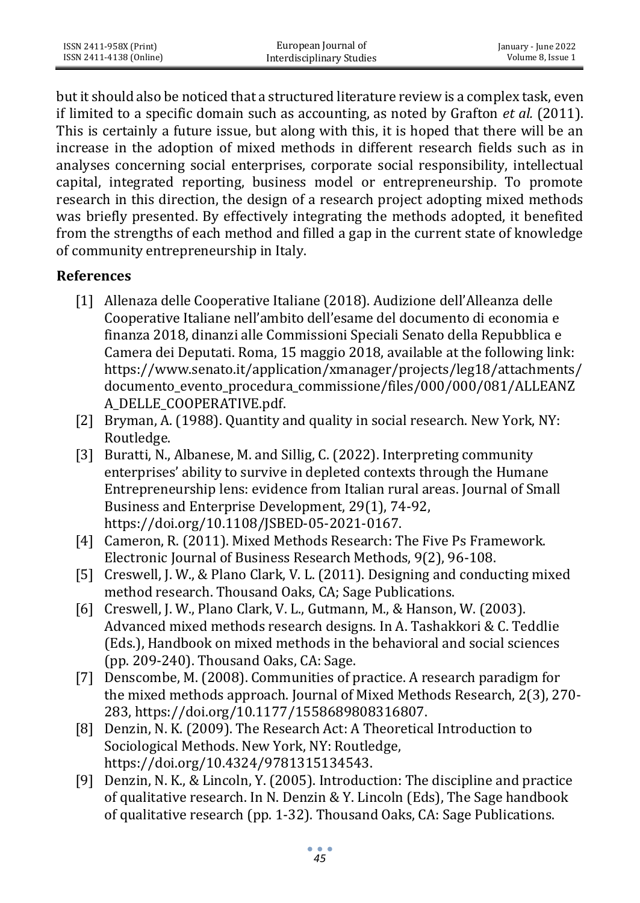but it should also be noticed that a structured literature review is a complex task, even if limited to a specific domain such as accounting, as noted by Grafton *et al.* (2011). This is certainly a future issue, but along with this, it is hoped that there will be an increase in the adoption of mixed methods in different research fields such as in analyses concerning social enterprises, corporate social responsibility, intellectual capital, integrated reporting, business model or entrepreneurship. To promote research in this direction, the design of a research project adopting mixed methods was briefly presented. By effectively integrating the methods adopted, it benefited from the strengths of each method and filled a gap in the current state of knowledge of community entrepreneurship in Italy.

## References

[1] Allenaza delle Cooperative Italiane (2018). Audizione dell'Alleanza delle Cooperative Italiane nell'ambito dell'esame del documento di economia e finanza 2018, dinanzi alle Commissioni Speciali Senato della Repubblica e Camera dei Deputati. Roma, 15 maggio 2018, available at the following link: https://www.senato.it/application/xmanager/projects/leg18/attachments/documento_evento_procedura_commissione/files/000/000/081/ALLEANZA_DELLE_COOPERATIVE.pdf.

[2] Bryman, A. (1988). Quantity and quality in social research. New York, NY: Routledge.

[3] Buratti, N., Albanese, M. and Sillig, C. (2022). Interpreting community enterprises' ability to survive in depleted contexts through the Humane Entrepreneurship lens: evidence from Italian rural areas. Journal of Small Business and Enterprise Development, 29(1), 74-92, https://doi.org/10.1108/JSBED-05-2021-0167.

[4] Cameron, R. (2011). Mixed Methods Research: The Five Ps Framework. Electronic Journal of Business Research Methods, 9(2), 96-108.

[5] Creswell, J. W., & Plano Clark, V. L. (2011). Designing and conducting mixed method research. Thousand Oaks, CA; Sage Publications.

[6] Creswell, J. W., Plano Clark, V. L., Gutmann, M., & Hanson, W. (2003). Advanced mixed methods research designs. In A. Tashakkori & C. Teddlie (Eds.), Handbook on mixed methods in the behavioral and social sciences (pp. 209-240). Thousand Oaks, CA: Sage.

[7] Denscombe, M. (2008). Communities of practice. A research paradigm for the mixed methods approach. Journal of Mixed Methods Research, 2(3), 270-283, https://doi.org/10.1177/1558689808316807.

[8] Denzin, N. K. (2009). The Research Act: A Theoretical Introduction to Sociological Methods. New York, NY: Routledge, https://doi.org/10.4324/9781315134543.

[9] Denzin, N. K., & Lincoln, Y. (2005). Introduction: The discipline and practice of qualitative research. In N. Denzin & Y. Lincoln (Eds), The Sage handbook of qualitative research (pp. 1-32). Thousand Oaks, CA: Sage Publications.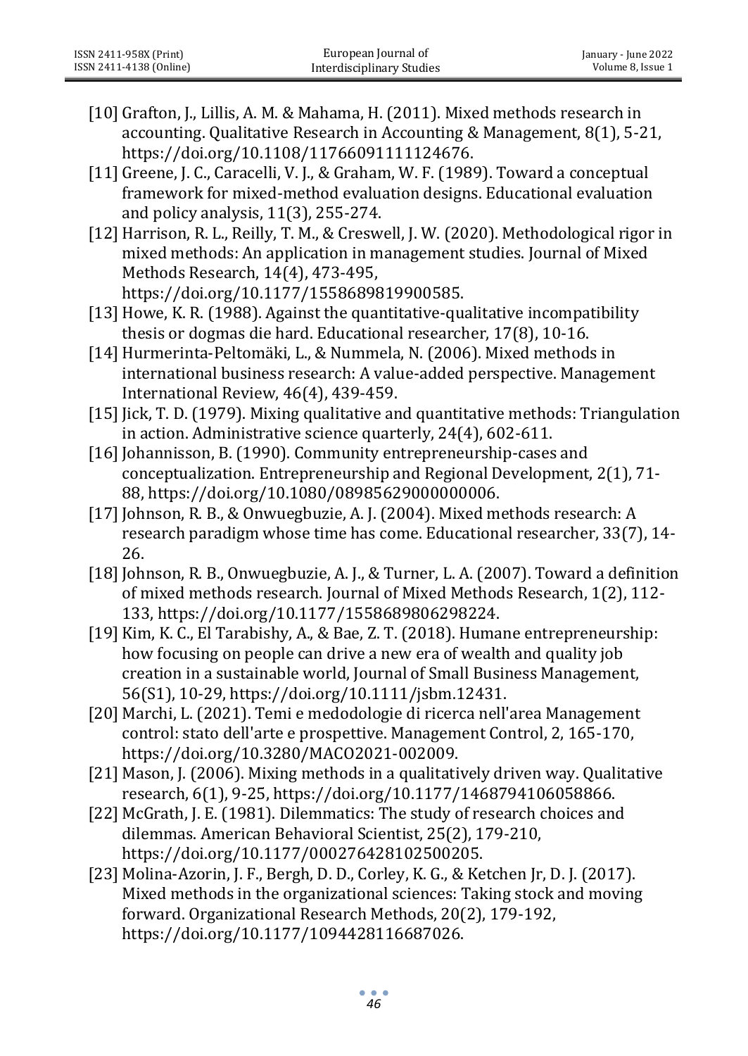[10] Grafton, J., Lillis, A. M. & Mahama, H. (2011). Mixed methods research in accounting. Qualitative Research in Accounting & Management, 8(1), 5-21, https://doi.org/10.1108/11766091111124676.

[11] Greene, J. C., Caracelli, V. J., & Graham, W. F. (1989). Toward a conceptual framework for mixed-method evaluation designs. Educational evaluation and policy analysis, 11(3), 255-274.

[12] Harrison, R. L., Reilly, T. M., & Creswell, J. W. (2020). Methodological rigor in mixed methods: An application in management studies. Journal of Mixed Methods Research, 14(4), 473-495, https://doi.org/10.1177/1558689819900585.

[13] Howe, K. R. (1988). Against the quantitative-qualitative incompatibility thesis or dogmas die hard. Educational researcher, 17(8), 10-16.

[14] Hurmerinta-Peltomäki, L., & Nummela, N. (2006). Mixed methods in international business research: A value-added perspective. Management International Review, 46(4), 439-459.

[15] Jick, T. D. (1979). Mixing qualitative and quantitative methods: Triangulation in action. Administrative science quarterly, 24(4), 602-611.

[16] Johannisson, B. (1990). Community entrepreneurship-cases and conceptualization. Entrepreneurship and Regional Development, 2(1), 71-88, https://doi.org/10.1080/08985629000000006.

[17] Johnson, R. B., & Onwuegbuzie, A. J. (2004). Mixed methods research: A research paradigm whose time has come. Educational researcher, 33(7), 14-26.

[18] Johnson, R. B., Onwuegbuzie, A. J., & Turner, L. A. (2007). Toward a definition of mixed methods research. Journal of Mixed Methods Research, 1(2), 112-133, https://doi.org/10.1177/1558689806298224.

[19] Kim, K. C., El Tarabishy, A., & Bae, Z. T. (2018). Humane entrepreneurship: how focusing on people can drive a new era of wealth and quality job creation in a sustainable world, Journal of Small Business Management, 56(S1), 10-29, https://doi.org/10.1111/jsbm.12431.

[20] Marchi, L. (2021). Temi e medodologie di ricerca nell'area Management control: stato dell'arte e prospettive. Management Control, 2, 165-170, https://doi.org/10.3280/MACO2021-002009.

[21] Mason, J. (2006). Mixing methods in a qualitatively driven way. Qualitative research, 6(1), 9-25, https://doi.org/10.1177/1468794106058866.

[22] McGrath, J. E. (1981). Dilemmatics: The study of research choices and dilemmas. American Behavioral Scientist, 25(2), 179-210, https://doi.org/10.1177/000276428102500205.

[23] Molina-Azorin, J. F., Bergh, D. D., Corley, K. G., & Ketchen Jr, D. J. (2017). Mixed methods in the organizational sciences: Taking stock and moving forward. Organizational Research Methods, 20(2), 179-192, https://doi.org/10.1177/1094428116687026.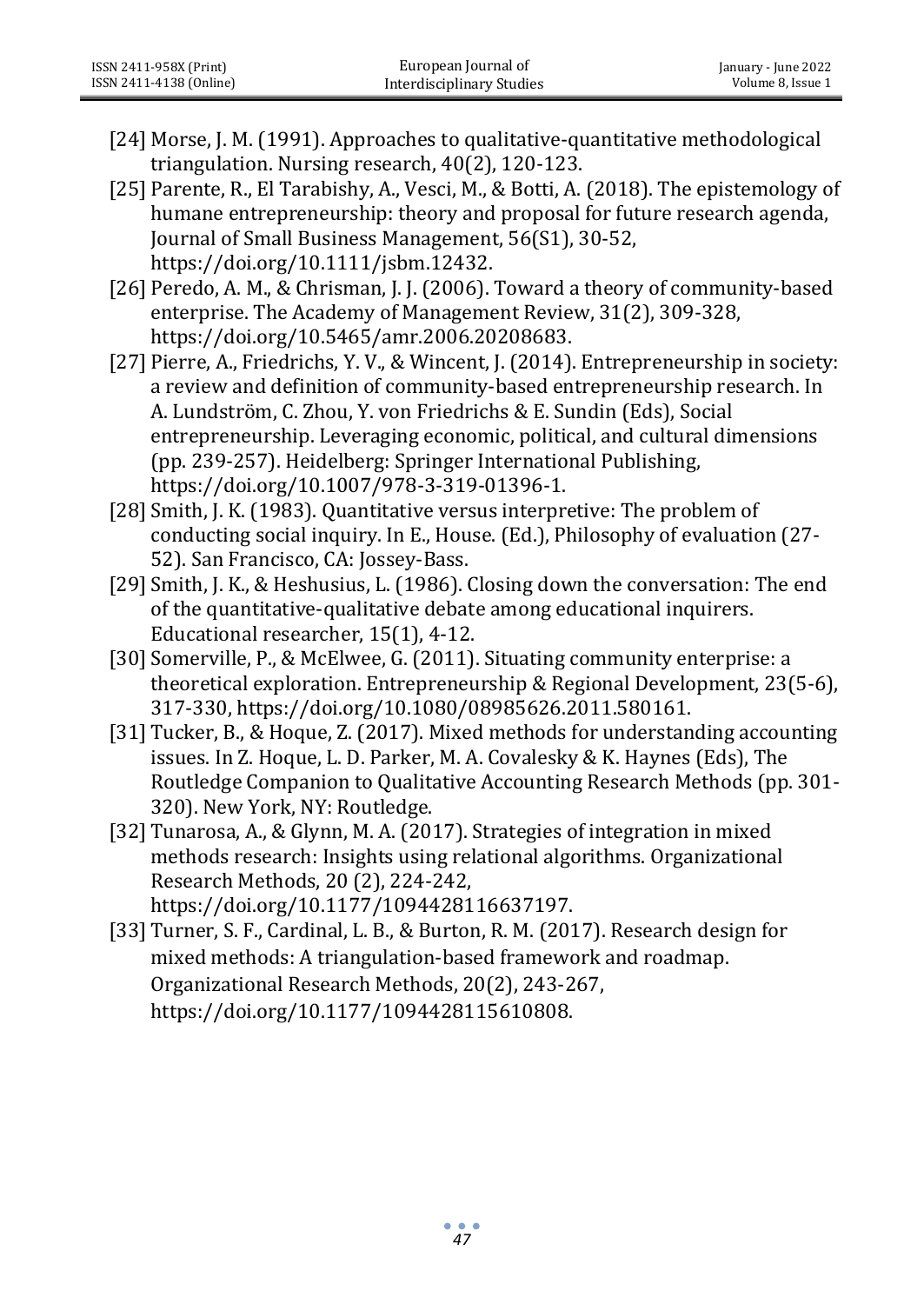[24] Morse, J. M. (1991). Approaches to qualitative-quantitative methodological triangulation. Nursing research, 40(2), 120-123.

[25] Parente, R., El Tarabishy, A., Vesci, M., & Botti, A. (2018). The epistemology of humane entrepreneurship: theory and proposal for future research agenda, Journal of Small Business Management, 56(S1), 30-52, https://doi.org/10.1111/jsbm.12432.

[26] Peredo, A. M., & Chrisman, J. J. (2006). Toward a theory of community-based enterprise. The Academy of Management Review, 31(2), 309-328, https://doi.org/10.5465/amr.2006.20208683.

[27] Pierre, A., Friedrichs, Y. V., & Wincent, J. (2014). Entrepreneurship in society: a review and definition of community-based entrepreneurship research. In A. Lundström, C. Zhou, Y. von Friedrichs & E. Sundin (Eds), Social entrepreneurship. Leveraging economic, political, and cultural dimensions (pp. 239-257). Heidelberg: Springer International Publishing, https://doi.org/10.1007/978-3-319-01396-1.

[28] Smith, J. K. (1983). Quantitative versus interpretive: The problem of conducting social inquiry. In E., House. (Ed.), Philosophy of evaluation (27-52). San Francisco, CA: Jossey-Bass.

[29] Smith, J. K., & Heshusius, L. (1986). Closing down the conversation: The end of the quantitative-qualitative debate among educational inquirers. Educational researcher, 15(1), 4-12.

[30] Somerville, P., & McElwee, G. (2011). Situating community enterprise: a theoretical exploration. Entrepreneurship & Regional Development, 23(5-6), 317-330, https://doi.org/10.1080/08985626.2011.580161.

[31] Tucker, B., & Hoque, Z. (2017). Mixed methods for understanding accounting issues. In Z. Hoque, L. D. Parker, M. A. Covalesky & K. Haynes (Eds), The Routledge Companion to Qualitative Accounting Research Methods (pp. 301-320). New York, NY: Routledge.

[32] Tunarosa, A., & Glynn, M. A. (2017). Strategies of integration in mixed methods research: Insights using relational algorithms. Organizational Research Methods, 20 (2), 224-242, https://doi.org/10.1177/1094428116637197.

[33] Turner, S. F., Cardinal, L. B., & Burton, R. M. (2017). Research design for mixed methods: A triangulation-based framework and roadmap. Organizational Research Methods, 20(2), 243-267, https://doi.org/10.1177/1094428115610808.